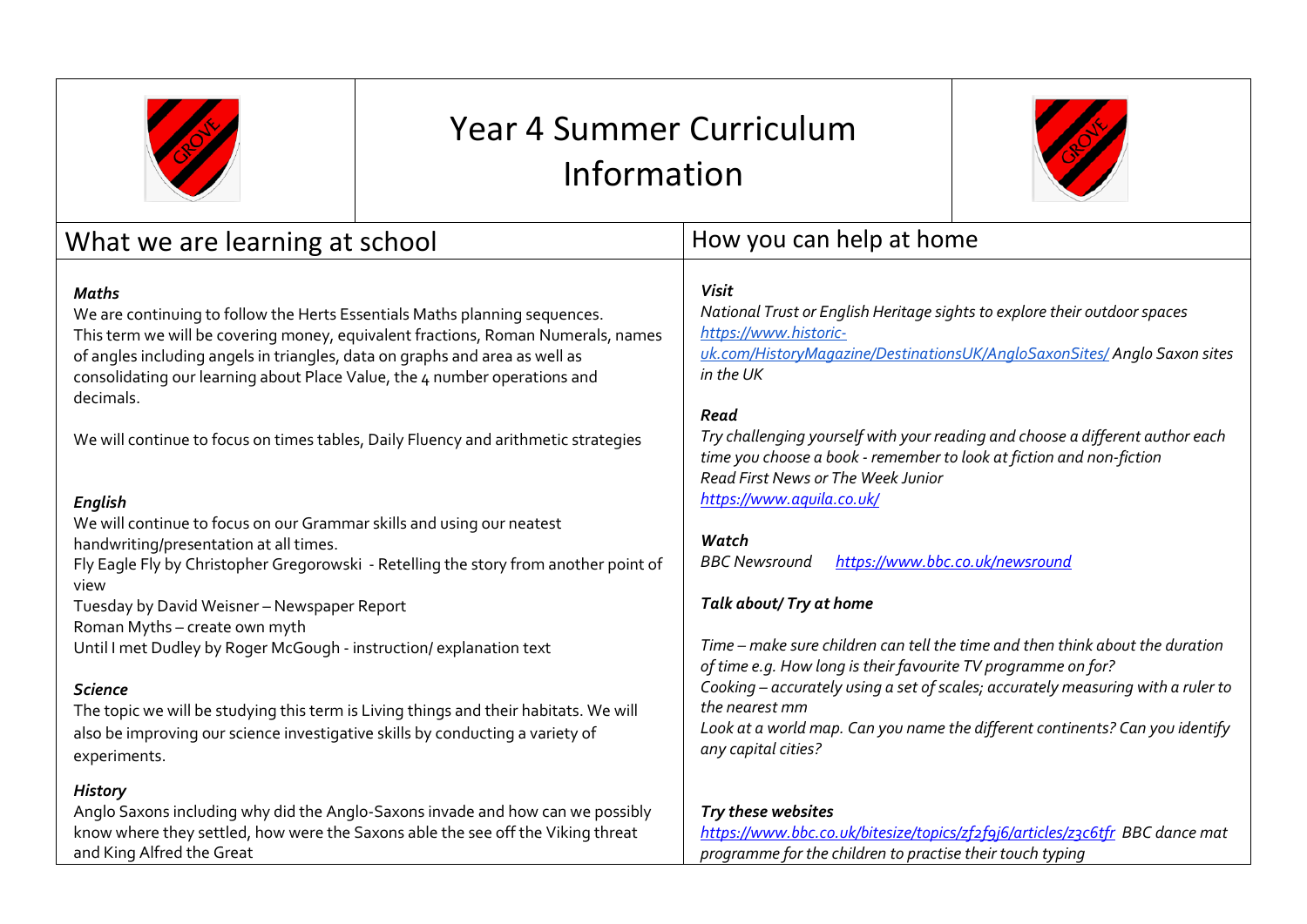# Year 4 Summer Curriculum Information

## What we are learning at school

***Maths***

We are continuing to follow the Herts Essentials Maths planning sequences.
This term we will be covering money, equivalent fractions, Roman Numerals, names of angles including angels in triangles, data on graphs and area as well as consolidating our learning about Place Value, the 4 number operations and decimals.

We will continue to focus on times tables, Daily Fluency and arithmetic strategies

***English***

We will continue to focus on our Grammar skills and using our neatest handwriting/presentation at all times.
Fly Eagle Fly by Christopher Gregorowski - Retelling the story from another point of view
Tuesday by David Weisner – Newspaper Report
Roman Myths – create own myth
Until I met Dudley by Roger McGough - instruction/ explanation text

***Science***

The topic we will be studying this term is Living things and their habitats. We will also be improving our science investigative skills by conducting a variety of experiments.

***History***

Anglo Saxons including why did the Anglo-Saxons invade and how can we possibly know where they settled, how were the Saxons able the see off the Viking threat and King Alfred the Great

## How you can help at home

***Visit***

*National Trust or English Heritage sights to explore their outdoor spaces*
*https://www.historic-uk.com/HistoryMagazine/DestinationsUK/AngloSaxonSites/ Anglo Saxon sites in the UK*

***Read***

*Try challenging yourself with your reading and choose a different author each time you choose a book - remember to look at fiction and non-fiction*
*Read First News or The Week Junior*
*https://www.aquila.co.uk/*

***Watch***

*BBC Newsround https://www.bbc.co.uk/newsround*

***Talk about/ Try at home***

*Time – make sure children can tell the time and then think about the duration of time e.g. How long is their favourite TV programme on for?*
*Cooking – accurately using a set of scales; accurately measuring with a ruler to the nearest mm*
*Look at a world map. Can you name the different continents? Can you identify any capital cities?*

***Try these websites***

*https://www.bbc.co.uk/bitesize/topics/zf2f9j6/articles/z3c6tfr BBC dance mat programme for the children to practise their touch typing*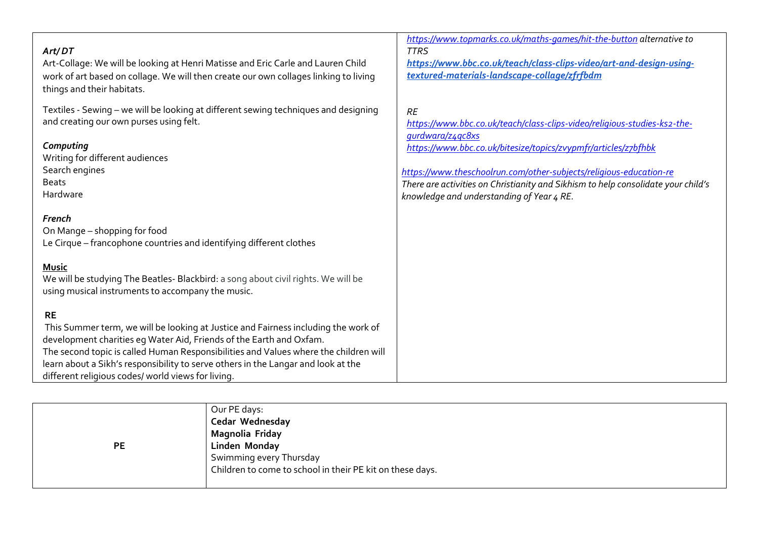*Art/ DT*

Art-Collage: We will be looking at Henri Matisse and Eric Carle and Lauren Child work of art based on collage. We will then create our own collages linking to living things and their habitats.

Textiles - Sewing – we will be looking at different sewing techniques and designing and creating our own purses using felt.

*Computing*

Writing for different audiences
Search engines
Beats
Hardware

*French*

On Mange – shopping for food
Le Cirque – francophone countries and identifying different clothes

**Music**

We will be studying The Beatles- Blackbird: a song about civil rights. We will be using musical instruments to accompany the music.

**RE**

This Summer term, we will be looking at Justice and Fairness including the work of development charities eg Water Aid, Friends of the Earth and Oxfam.
The second topic is called Human Responsibilities and Values where the children will learn about a Sikh's responsibility to serve others in the Langar and look at the different religious codes/ world views for living.

*https://www.topmarks.co.uk/maths-games/hit-the-button alternative to TTRS*

***https://www.bbc.co.uk/teach/class-clips-video/art-and-design-using-textured-materials-landscape-collage/zfrfbdm***

*RE*

*https://www.bbc.co.uk/teach/class-clips-video/religious-studies-ks2-the-gurdwara/z4qc8xs*

*https://www.bbc.co.uk/bitesize/topics/zvypmfr/articles/z7bfhbk*

*https://www.theschoolrun.com/other-subjects/religious-education-re*

*There are activities on Christianity and Sikhism to help consolidate your child's knowledge and understanding of Year 4 RE.*

| | |
|---|---|
| **PE** | Our PE days:<br>**Cedar Wednesday**<br>**Magnolia Friday**<br>**Linden Monday**<br>Swimming every Thursday<br>Children to come to school in their PE kit on these days. |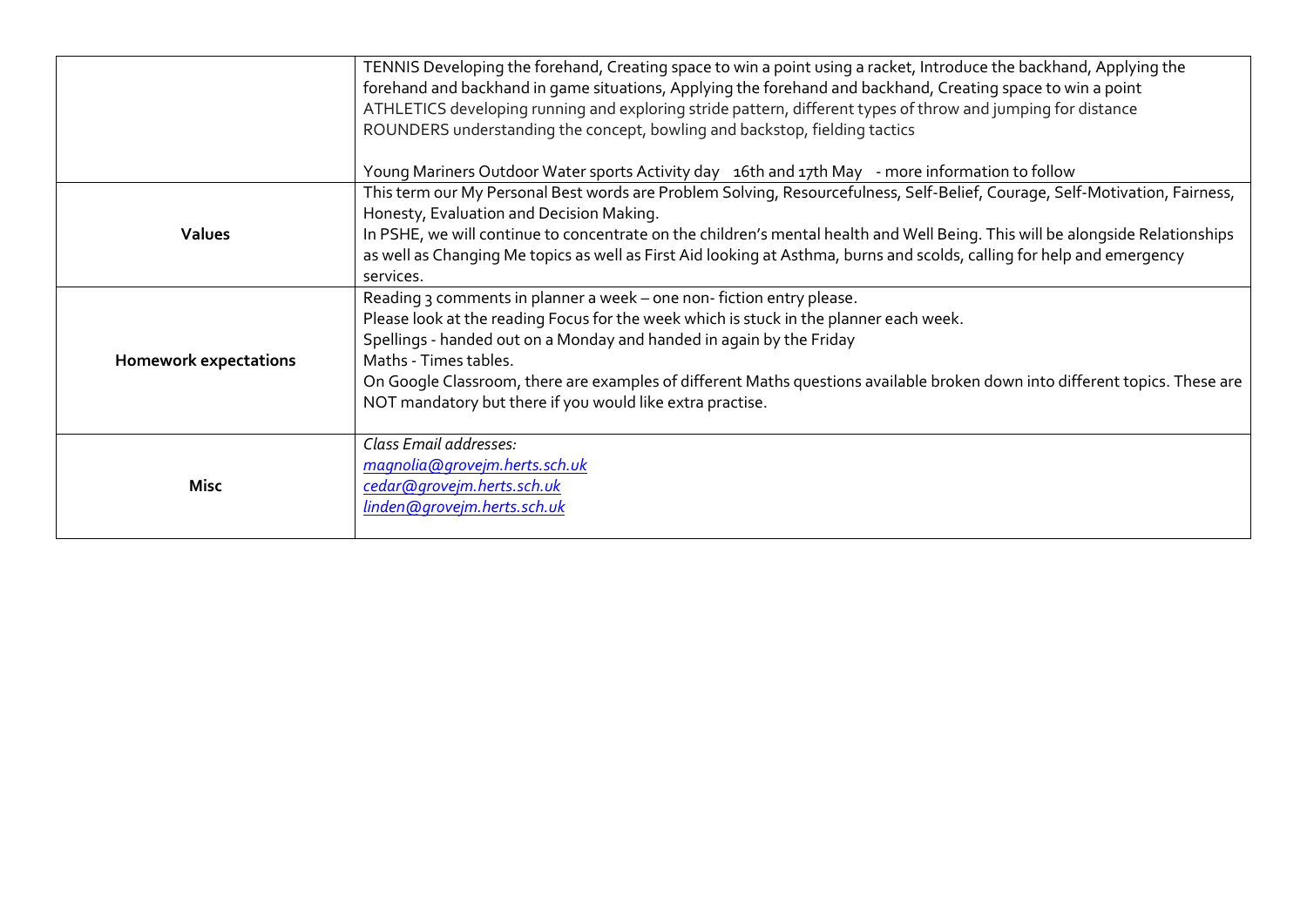| | |
|---|---|
| | TENNIS Developing the forehand, Creating space to win a point using a racket, Introduce the backhand, Applying the forehand and backhand in game situations, Applying the forehand and backhand, Creating space to win a point<br>ATHLETICS developing running and exploring stride pattern, different types of throw and jumping for distance<br>ROUNDERS understanding the concept, bowling and backstop, fielding tactics<br><br>Young Mariners Outdoor Water sports Activity day 16th and 17th May - more information to follow |
| **Values** | This term our My Personal Best words are Problem Solving, Resourcefulness, Self-Belief, Courage, Self-Motivation, Fairness, Honesty, Evaluation and Decision Making.<br>In PSHE, we will continue to concentrate on the children's mental health and Well Being. This will be alongside Relationships as well as Changing Me topics as well as First Aid looking at Asthma, burns and scolds, calling for help and emergency services. |
| **Homework expectations** | Reading 3 comments in planner a week – one non- fiction entry please.<br>Please look at the reading Focus for the week which is stuck in the planner each week.<br>Spellings - handed out on a Monday and handed in again by the Friday<br>Maths - Times tables.<br>On Google Classroom, there are examples of different Maths questions available broken down into different topics. These are NOT mandatory but there if you would like extra practise. |
| **Misc** | *Class Email addresses:*<br>*magnolia@grovejm.herts.sch.uk*<br>*cedar@grovejm.herts.sch.uk*<br>*linden@grovejm.herts.sch.uk* |